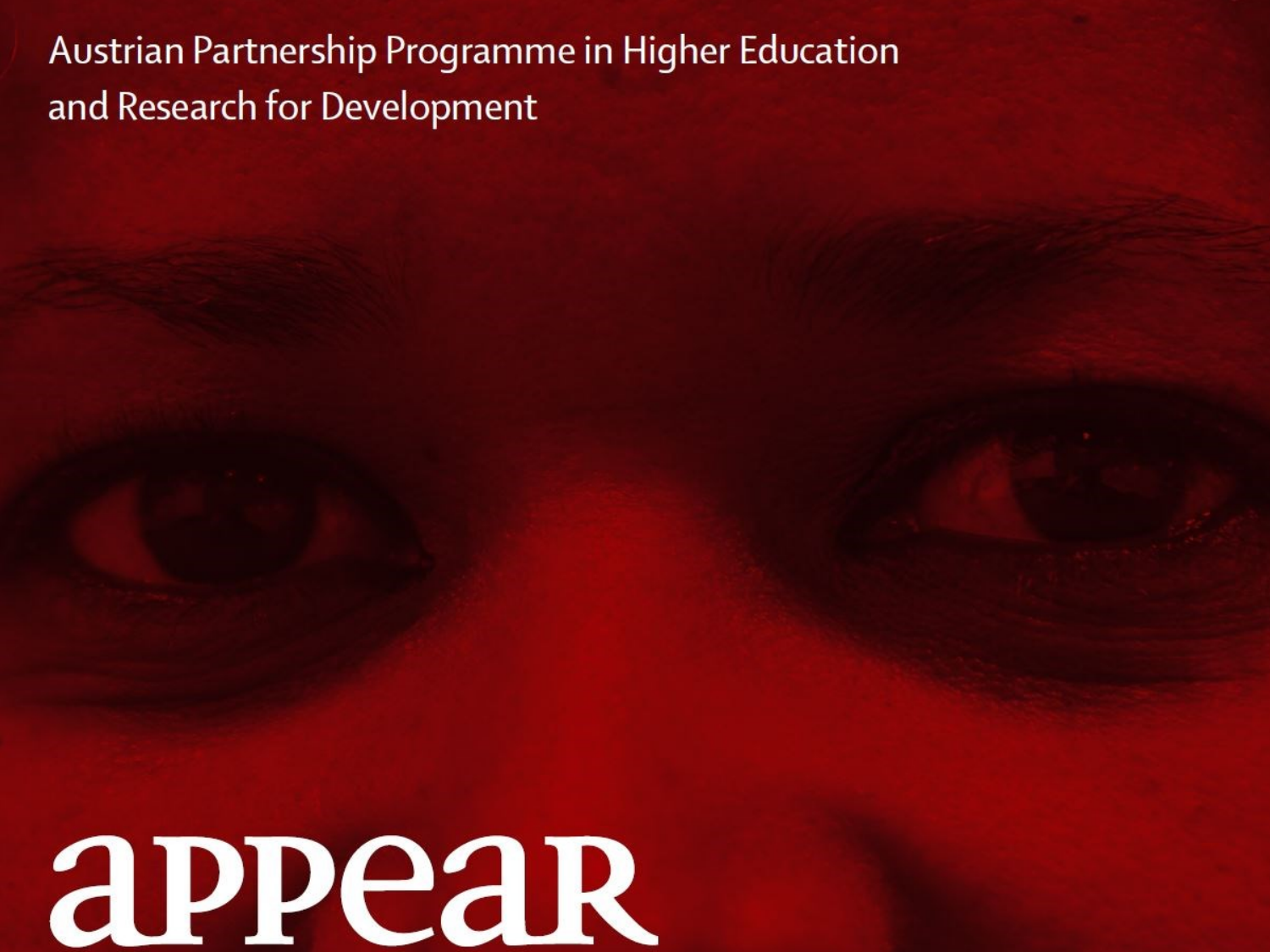Austrian Partnership Programme in Higher Education and Research for Development

# appear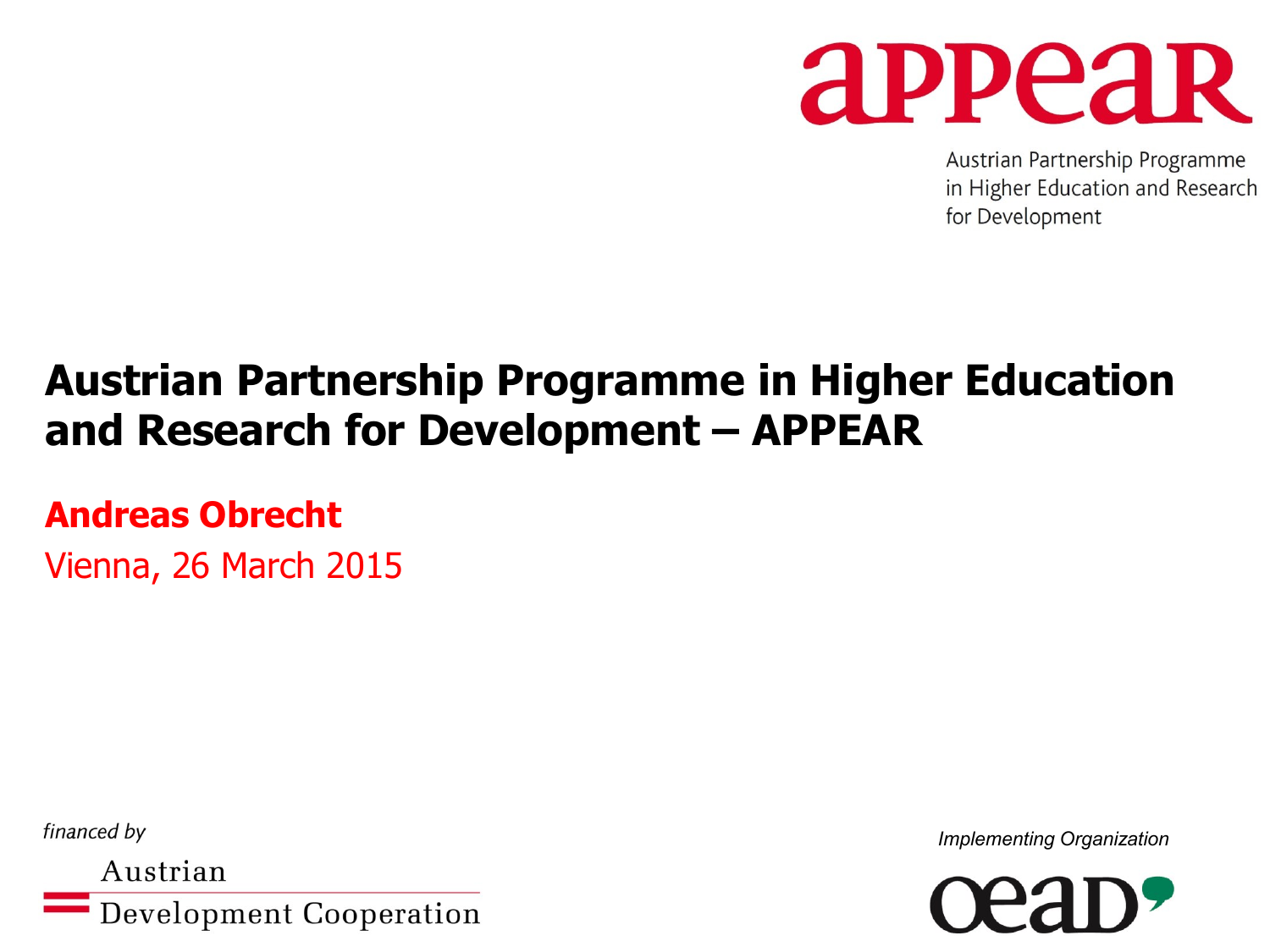appear

Austrian Partnership Programme in Higher Education and Research for Development

# Austrian Partnership Programme in Higher Education and Research for Development – APPEAR

**Andreas Obrecht**

Vienna, 26 March 2015

*financed by*

Austrian Development Cooperation

*Implementing Organization*

oead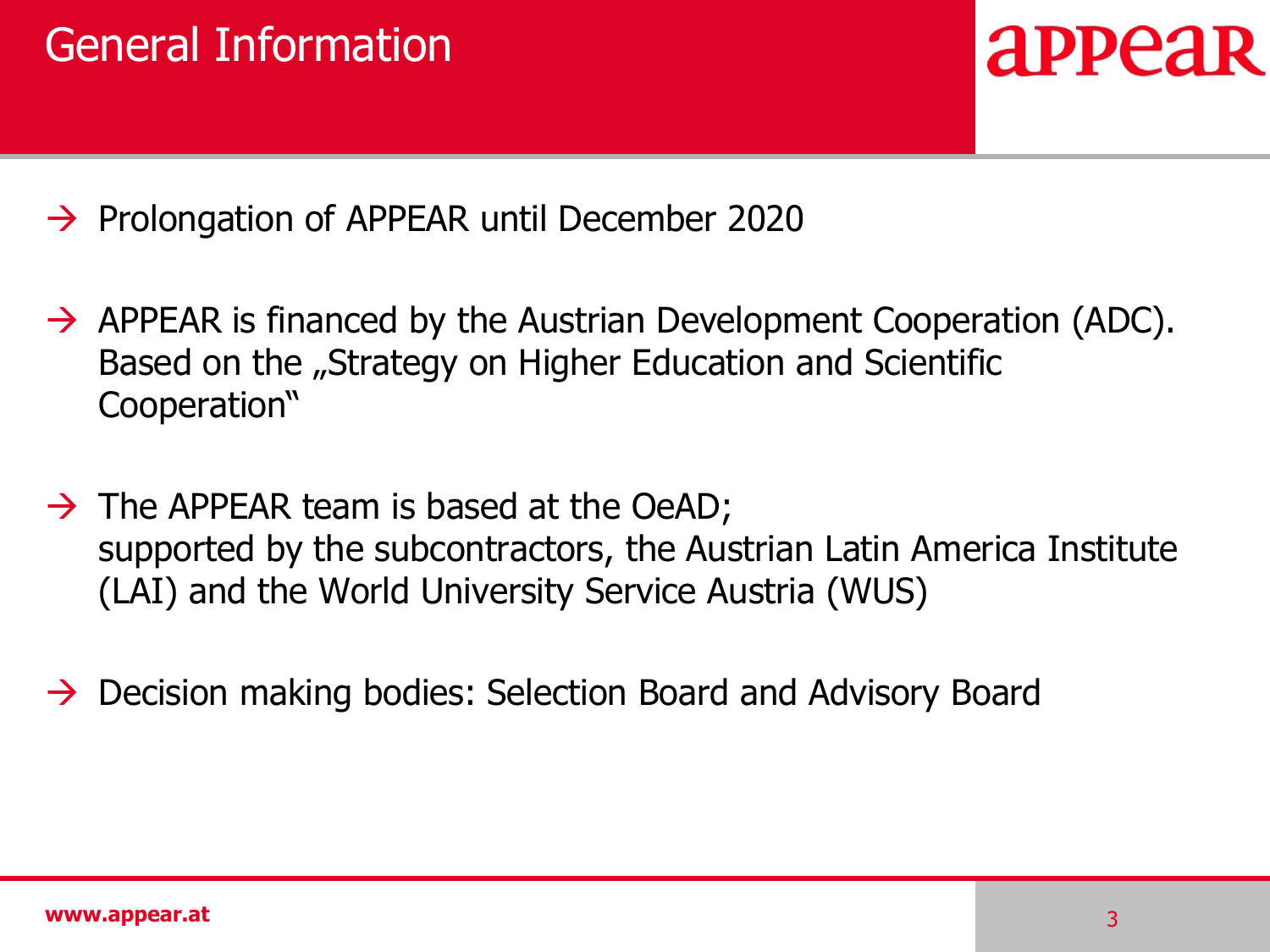# General Information

- Prolongation of APPEAR until December 2020

- APPEAR is financed by the Austrian Development Cooperation (ADC). Based on the „Strategy on Higher Education and Scientific Cooperation“

- The APPEAR team is based at the OeAD;
  supported by the subcontractors, the Austrian Latin America Institute (LAI) and the World University Service Austria (WUS)

- Decision making bodies: Selection Board and Advisory Board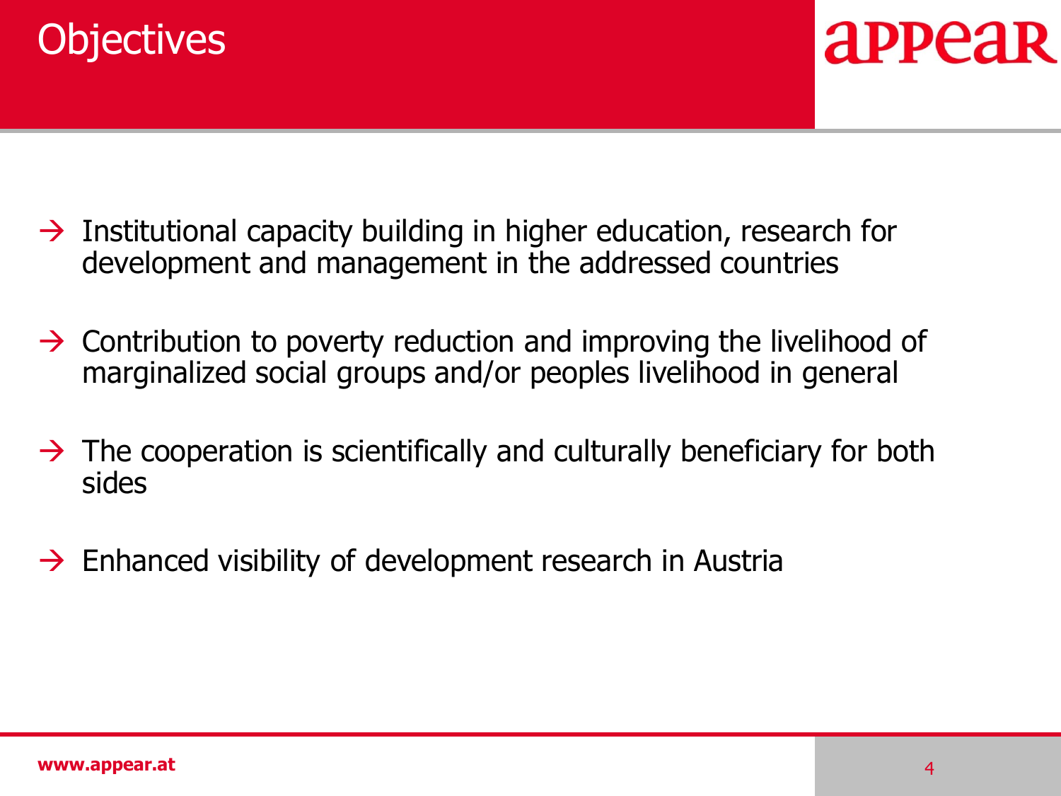# Objectives

- → Institutional capacity building in higher education, research for development and management in the addressed countries
- → Contribution to poverty reduction and improving the livelihood of marginalized social groups and/or peoples livelihood in general
- → The cooperation is scientifically and culturally beneficiary for both sides
- → Enhanced visibility of development research in Austria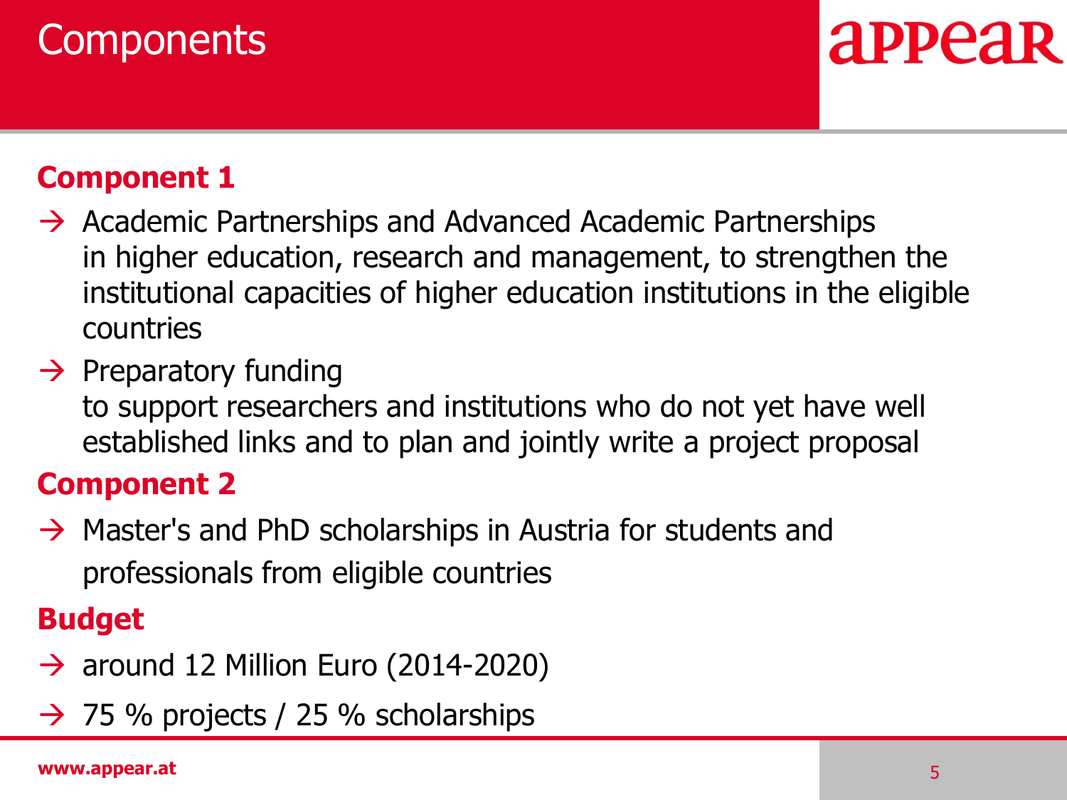# Components

## Component 1

- → Academic Partnerships and Advanced Academic Partnerships in higher education, research and management, to strengthen the institutional capacities of higher education institutions in the eligible countries
- → Preparatory funding to support researchers and institutions who do not yet have well established links and to plan and jointly write a project proposal

## Component 2

- → Master's and PhD scholarships in Austria for students and professionals from eligible countries

## Budget

- → around 12 Million Euro (2014-2020)
- → 75 % projects / 25 % scholarships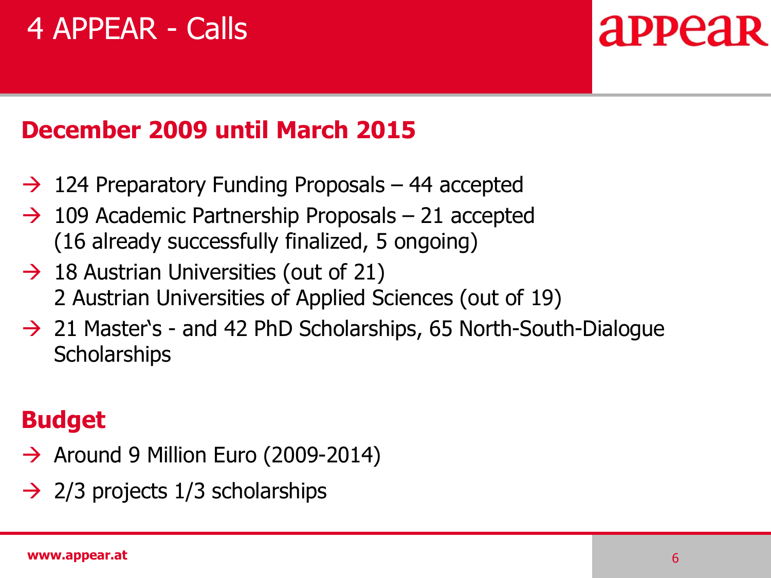# 4 APPEAR - Calls

## December 2009 until March 2015

- → 124 Preparatory Funding Proposals – 44 accepted
- → 109 Academic Partnership Proposals – 21 accepted (16 already successfully finalized, 5 ongoing)
- → 18 Austrian Universities (out of 21)
  2 Austrian Universities of Applied Sciences (out of 19)
- → 21 Master's - and 42 PhD Scholarships, 65 North-South-Dialogue Scholarships

## Budget

- → Around 9 Million Euro (2009-2014)
- → 2/3 projects 1/3 scholarships

www.appear.at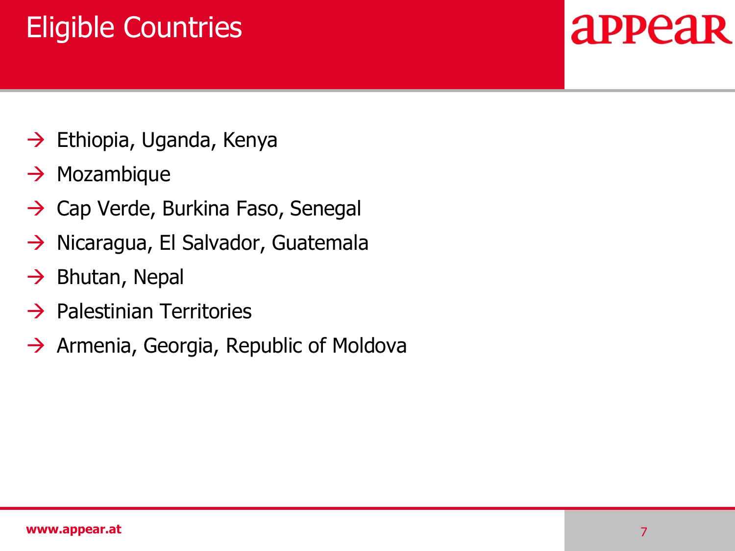# Eligible Countries

- Ethiopia, Uganda, Kenya
- Mozambique
- Cap Verde, Burkina Faso, Senegal
- Nicaragua, El Salvador, Guatemala
- Bhutan, Nepal
- Palestinian Territories
- Armenia, Georgia, Republic of Moldova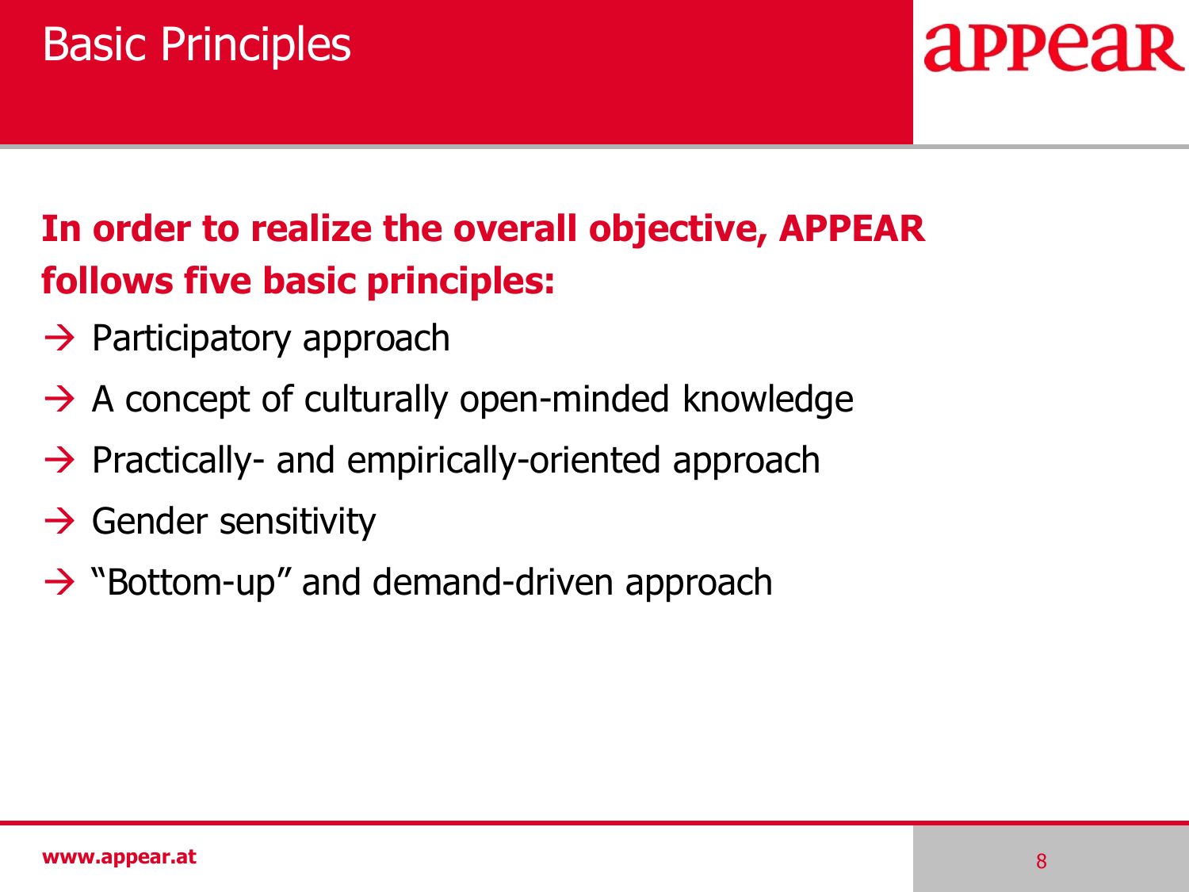# Basic Principles

**In order to realize the overall objective, APPEAR follows five basic principles:**

- → Participatory approach
- → A concept of culturally open-minded knowledge
- → Practically- and empirically-oriented approach
- → Gender sensitivity
- → "Bottom-up" and demand-driven approach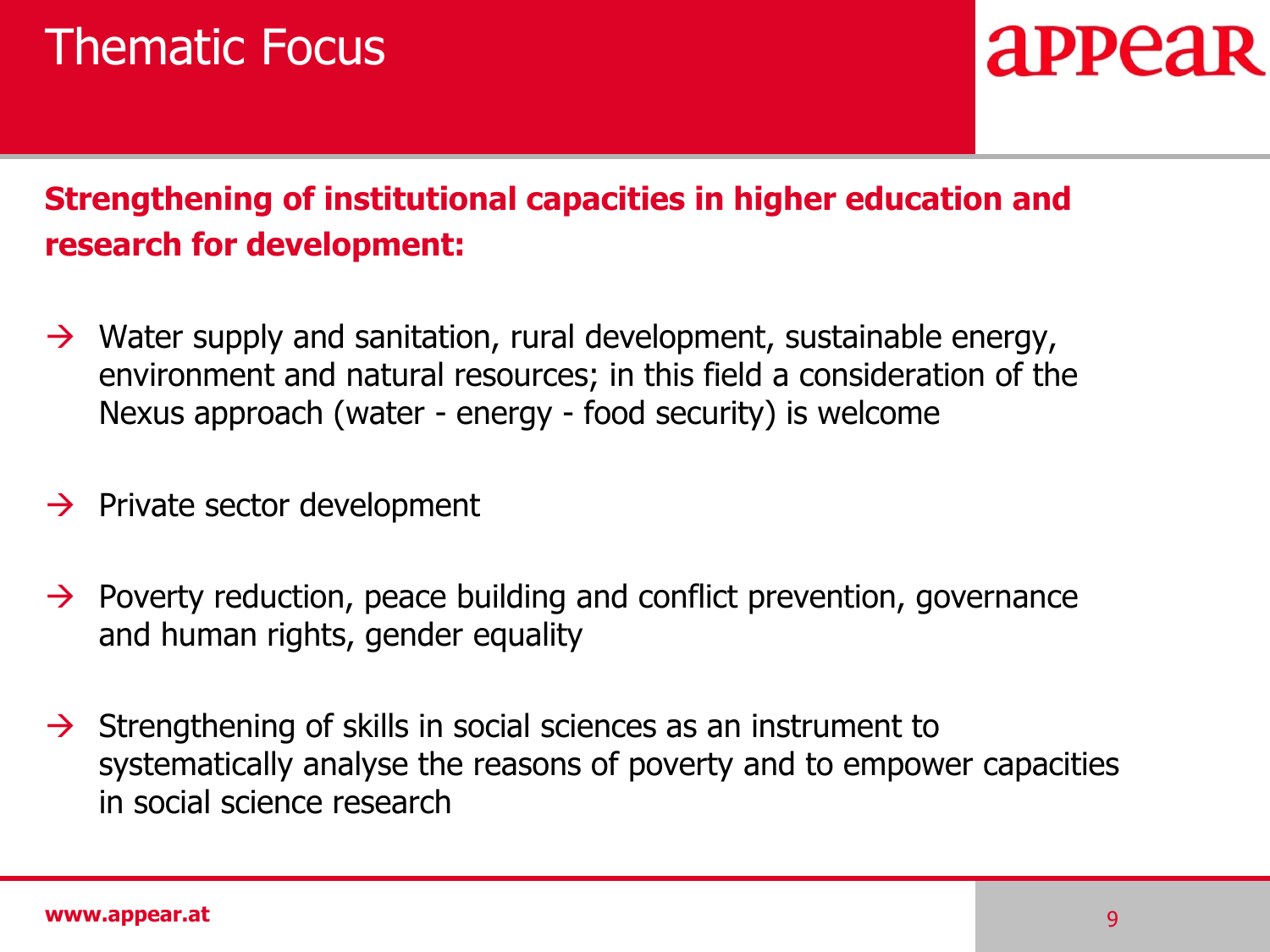# Thematic Focus

**Strengthening of institutional capacities in higher education and research for development:**

- → Water supply and sanitation, rural development, sustainable energy, environment and natural resources; in this field a consideration of the Nexus approach (water - energy - food security) is welcome
- → Private sector development
- → Poverty reduction, peace building and conflict prevention, governance and human rights, gender equality
- → Strengthening of skills in social sciences as an instrument to systematically analyse the reasons of poverty and to empower capacities in social science research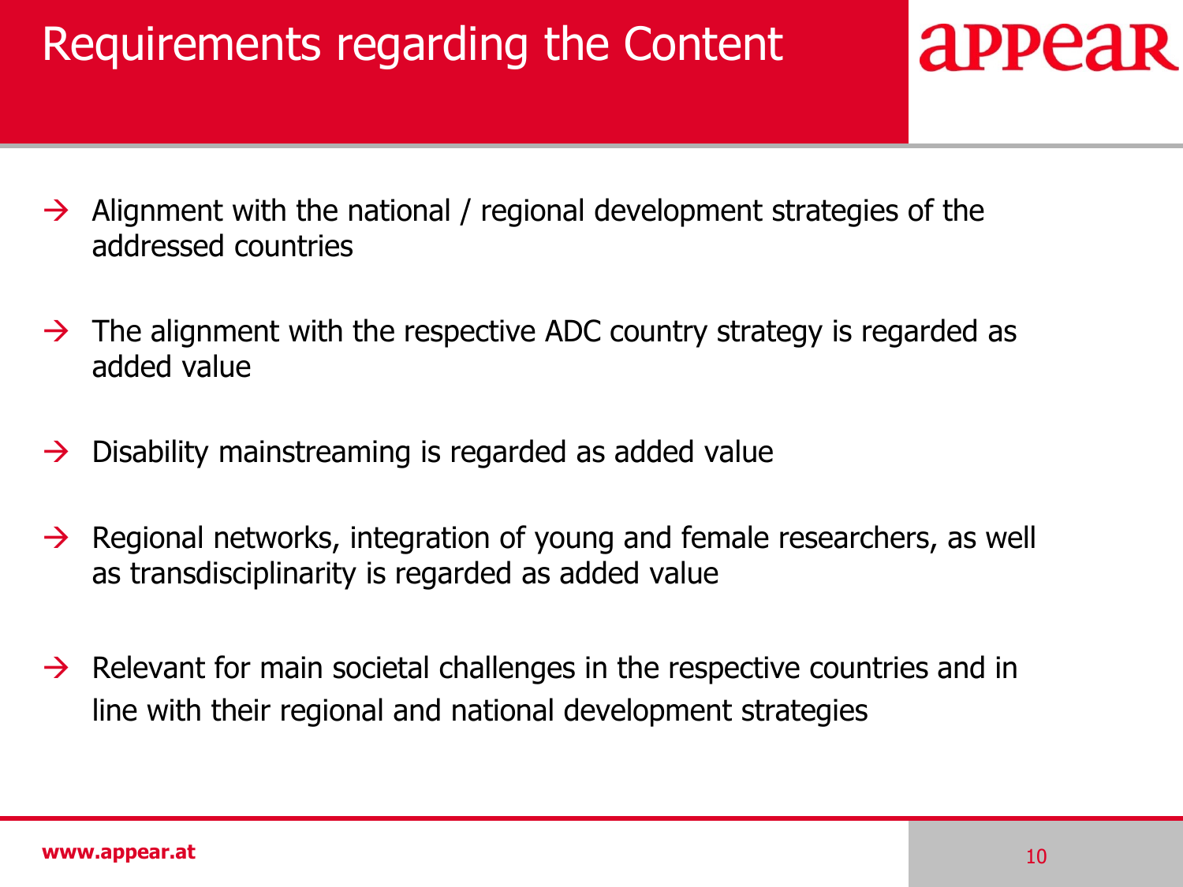# Requirements regarding the Content

- → Alignment with the national / regional development strategies of the addressed countries
- → The alignment with the respective ADC country strategy is regarded as added value
- → Disability mainstreaming is regarded as added value
- → Regional networks, integration of young and female researchers, as well as transdisciplinarity is regarded as added value
- → Relevant for main societal challenges in the respective countries and in line with their regional and national development strategies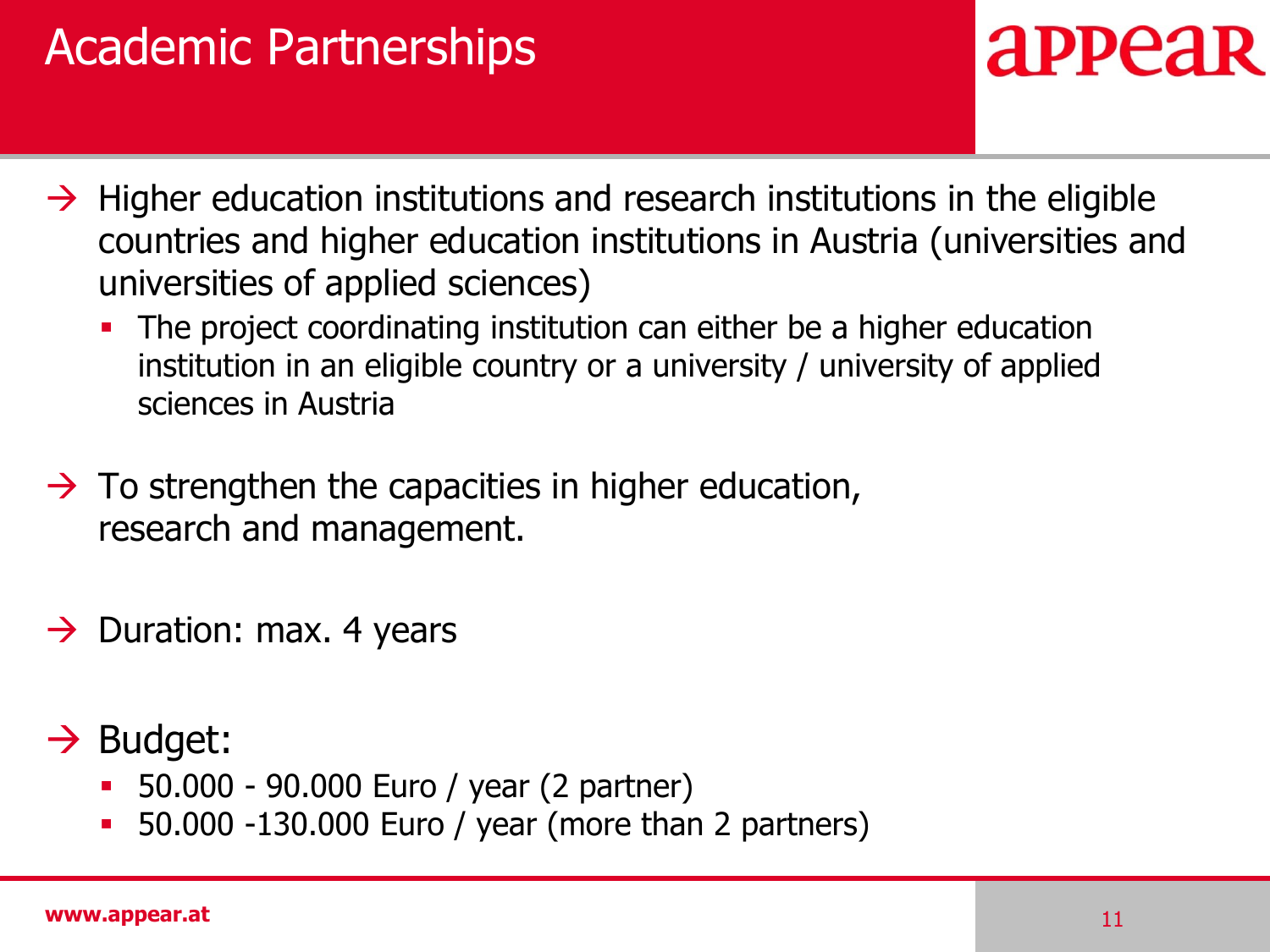# Academic Partnerships

- → Higher education institutions and research institutions in the eligible countries and higher education institutions in Austria (universities and universities of applied sciences)
  - The project coordinating institution can either be a higher education institution in an eligible country or a university / university of applied sciences in Austria

- → To strengthen the capacities in higher education, research and management.

- → Duration: max. 4 years

- → Budget:
  - 50.000 - 90.000 Euro / year (2 partner)
  - 50.000 -130.000 Euro / year (more than 2 partners)

www.appear.at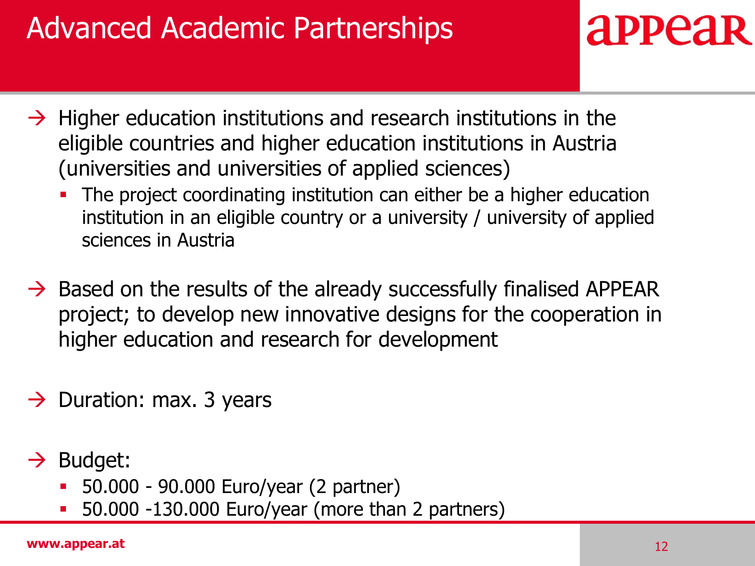# Advanced Academic Partnerships

- Higher education institutions and research institutions in the eligible countries and higher education institutions in Austria (universities and universities of applied sciences)
  - The project coordinating institution can either be a higher education institution in an eligible country or a university / university of applied sciences in Austria

- Based on the results of the already successfully finalised APPEAR project; to develop new innovative designs for the cooperation in higher education and research for development

- Duration: max. 3 years

- Budget:
  - 50.000 - 90.000 Euro/year (2 partner)
  - 50.000 -130.000 Euro/year (more than 2 partners)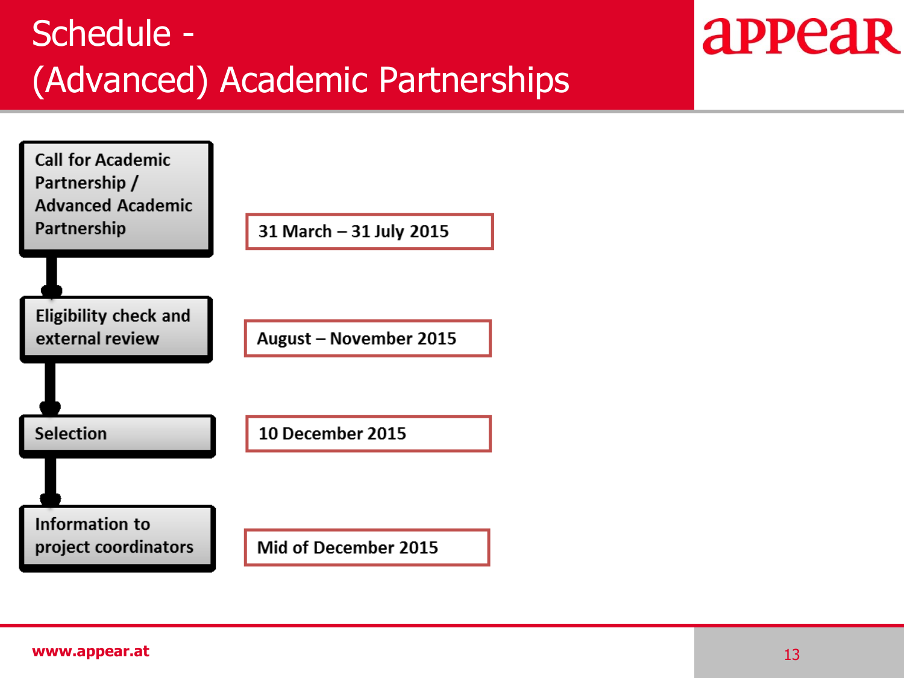# Schedule - (Advanced) Academic Partnerships

| | |
|---|---|
| Call for Academic Partnership / Advanced Academic Partnership | 31 March – 31 July 2015 |
| Eligibility check and external review | August – November 2015 |
| Selection | 10 December 2015 |
| Information to project coordinators | Mid of December 2015 |

www.appear.at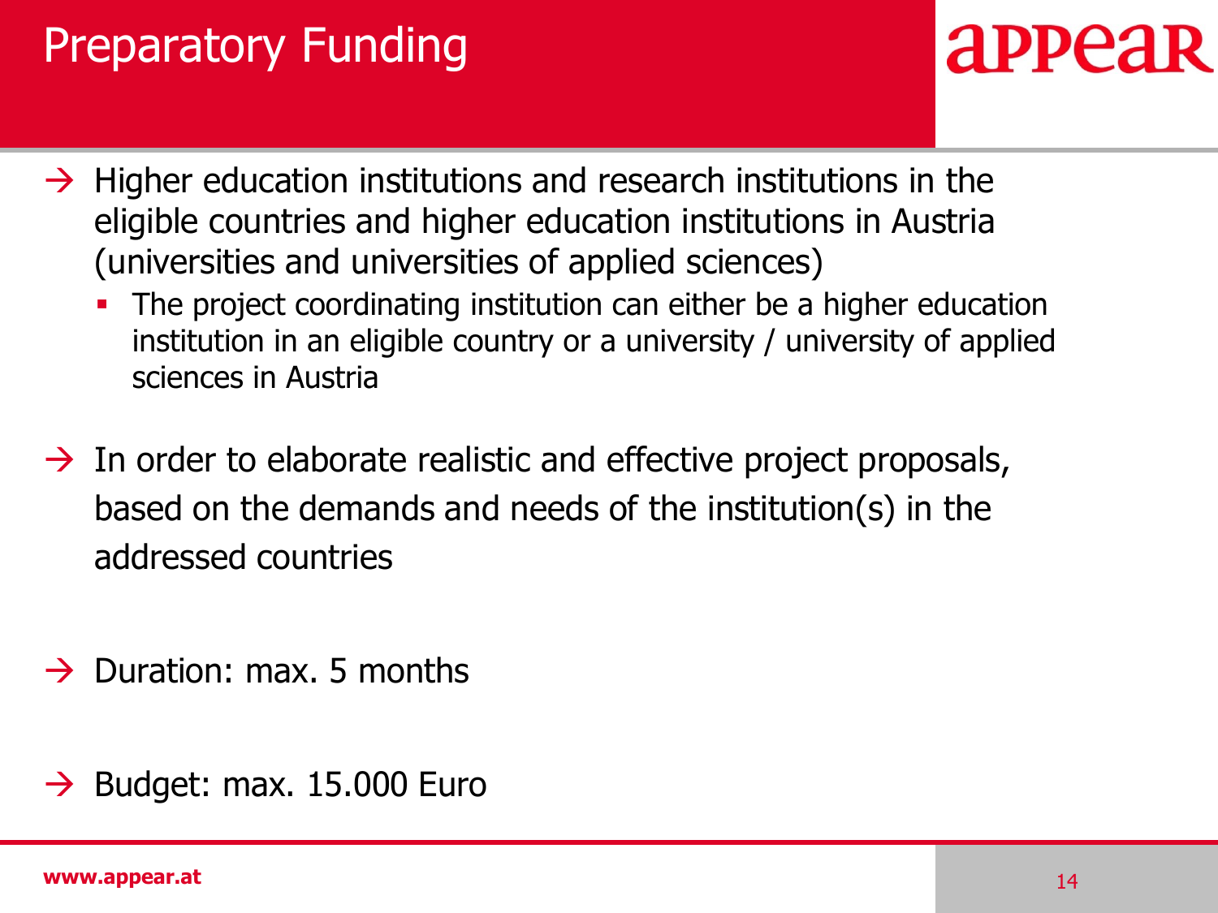# Preparatory Funding

- Higher education institutions and research institutions in the eligible countries and higher education institutions in Austria (universities and universities of applied sciences)
  - The project coordinating institution can either be a higher education institution in an eligible country or a university / university of applied sciences in Austria

- In order to elaborate realistic and effective project proposals, based on the demands and needs of the institution(s) in the addressed countries

- Duration: max. 5 months

- Budget: max. 15.000 Euro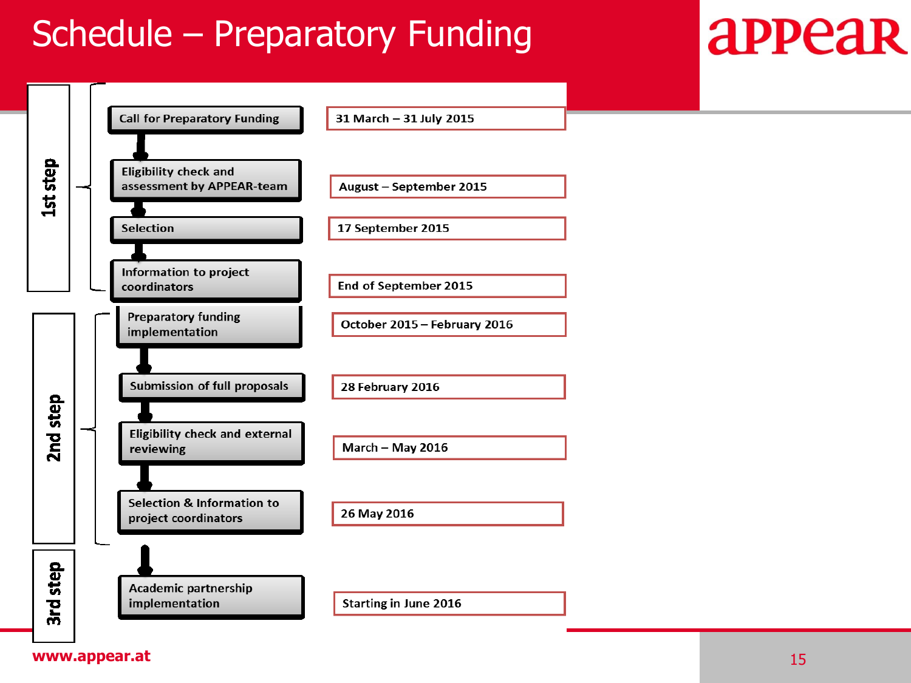# Schedule – Preparatory Funding

**1st step**

| Stage | Date |
| --- | --- |
| Call for Preparatory Funding | 31 March – 31 July 2015 |
| Eligibility check and assessment by APPEAR-team | August – September 2015 |
| Selection | 17 September 2015 |
| Information to project coordinators | End of September 2015 |

**2nd step**

| Stage | Date |
| --- | --- |
| Preparatory funding implementation | October 2015 – February 2016 |
| Submission of full proposals | 28 February 2016 |
| Eligibility check and external reviewing | March – May 2016 |
| Selection & Information to project coordinators | 26 May 2016 |

**3rd step**

| Stage | Date |
| --- | --- |
| Academic partnership implementation | Starting in June 2016 |

www.appear.at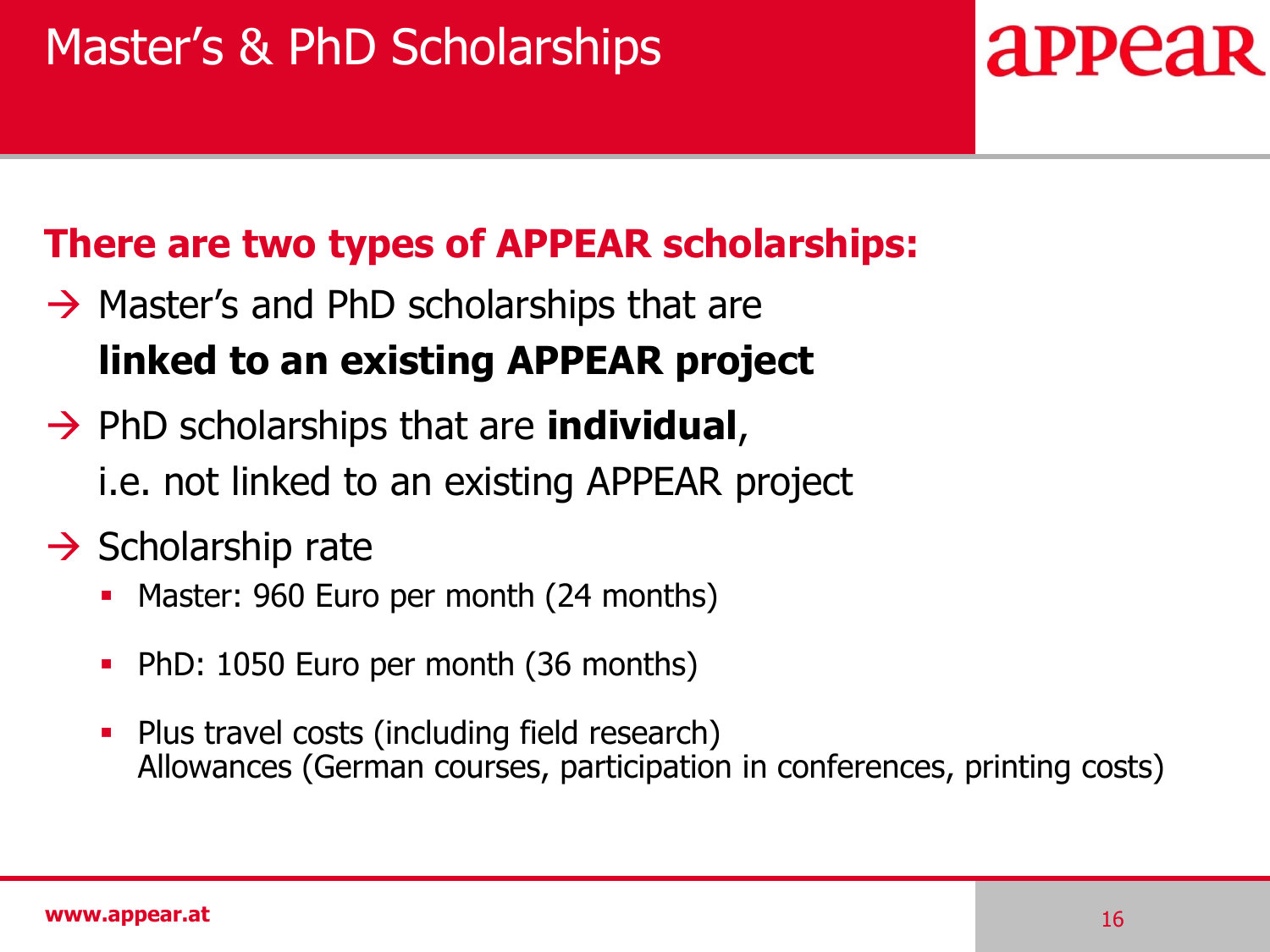# Master's & PhD Scholarships

**There are two types of APPEAR scholarships:**

→ Master's and PhD scholarships that are **linked to an existing APPEAR project**

→ PhD scholarships that are **individual**, i.e. not linked to an existing APPEAR project

→ Scholarship rate

- Master: 960 Euro per month (24 months)
- PhD: 1050 Euro per month (36 months)
- Plus travel costs (including field research)  
  Allowances (German courses, participation in conferences, printing costs)

www.appear.at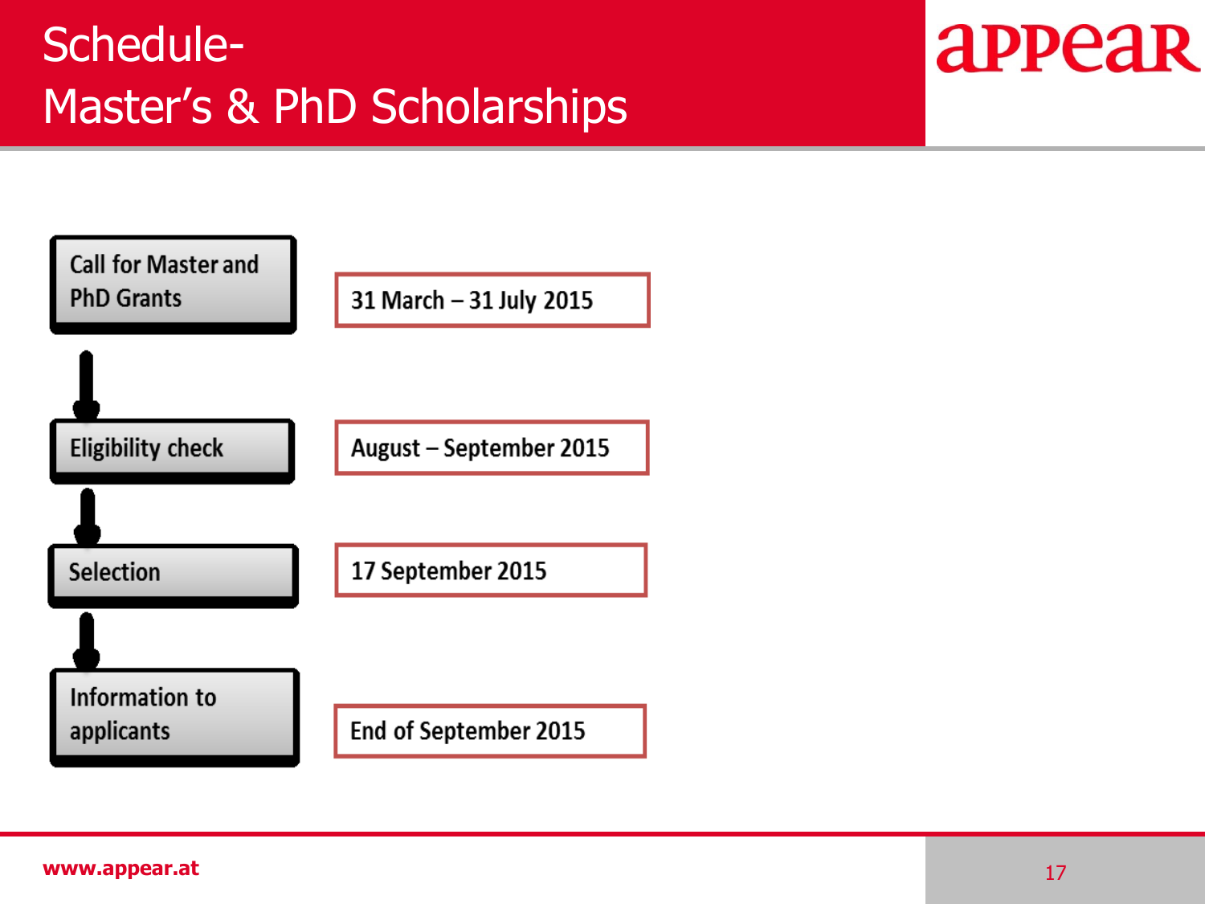# Schedule- Master's & PhD Scholarships

appear

| | |
|---|---|
| Call for Master and PhD Grants | 31 March – 31 July 2015 |
| Eligibility check | August – September 2015 |
| Selection | 17 September 2015 |
| Information to applicants | End of September 2015 |

www.appear.at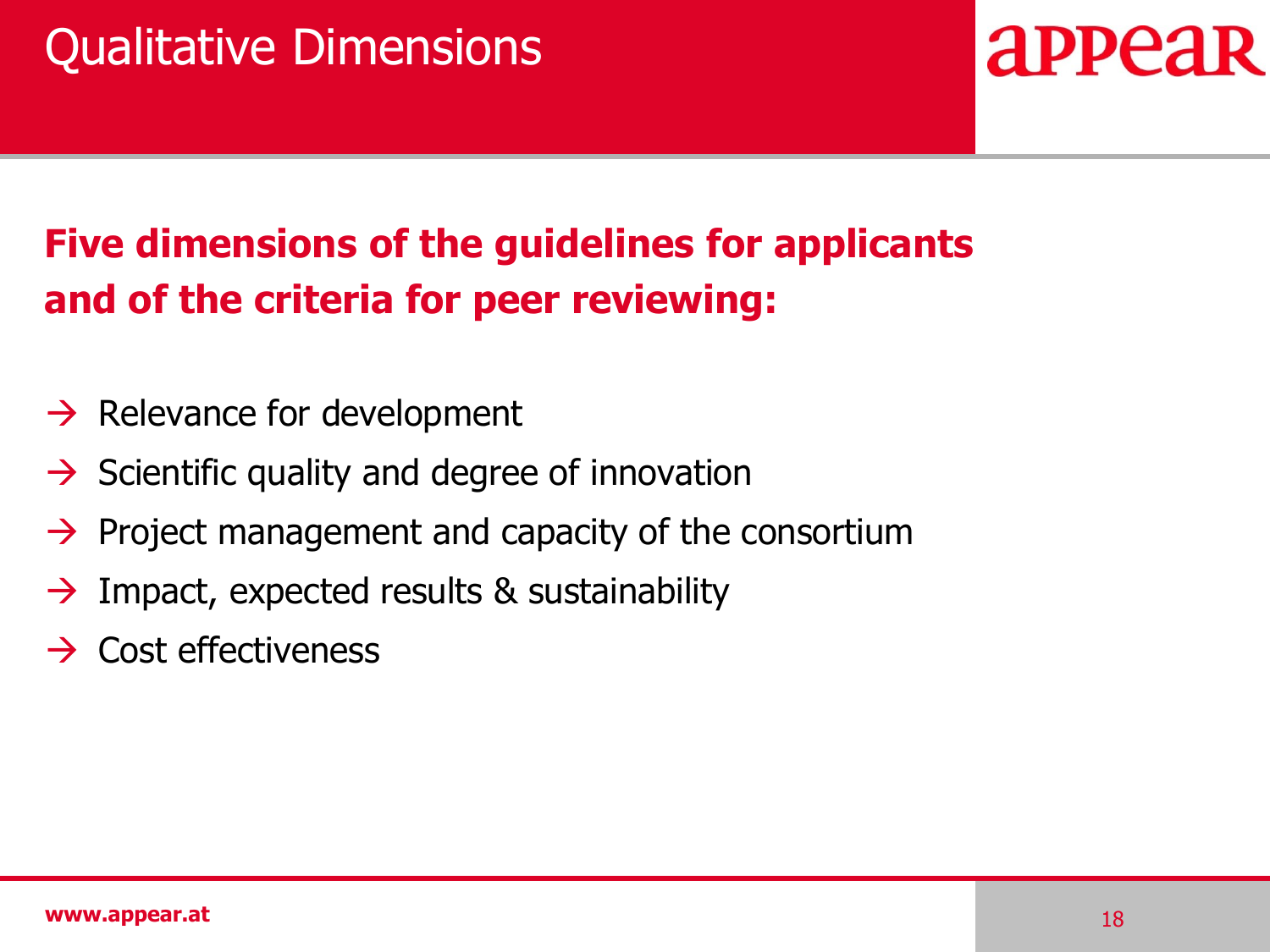# Qualitative Dimensions

**Five dimensions of the guidelines for applicants and of the criteria for peer reviewing:**

- → Relevance for development
- → Scientific quality and degree of innovation
- → Project management and capacity of the consortium
- → Impact, expected results & sustainability
- → Cost effectiveness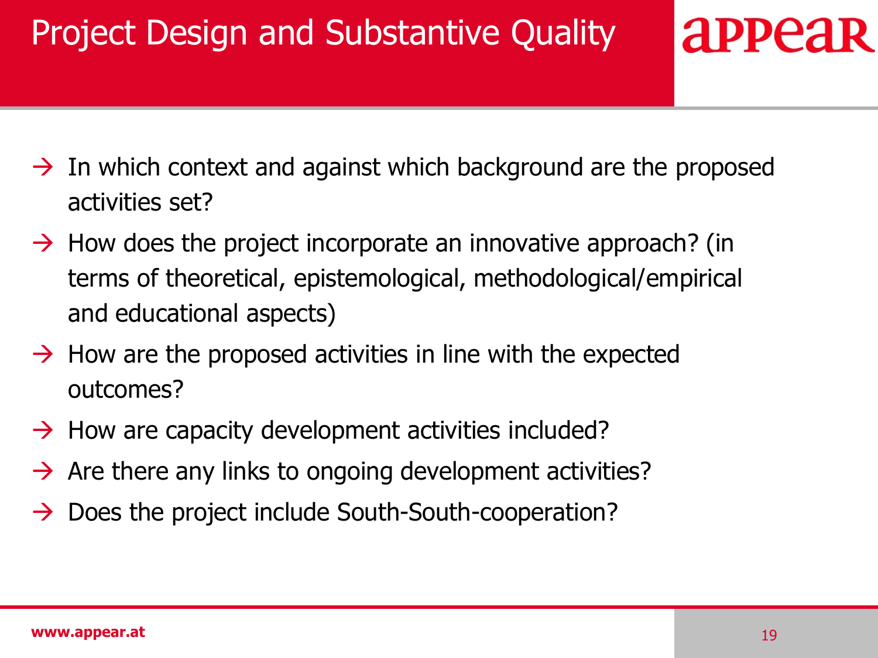# Project Design and Substantive Quality

- → In which context and against which background are the proposed activities set?
- → How does the project incorporate an innovative approach? (in terms of theoretical, epistemological, methodological/empirical and educational aspects)
- → How are the proposed activities in line with the expected outcomes?
- → How are capacity development activities included?
- → Are there any links to ongoing development activities?
- → Does the project include South-South-cooperation?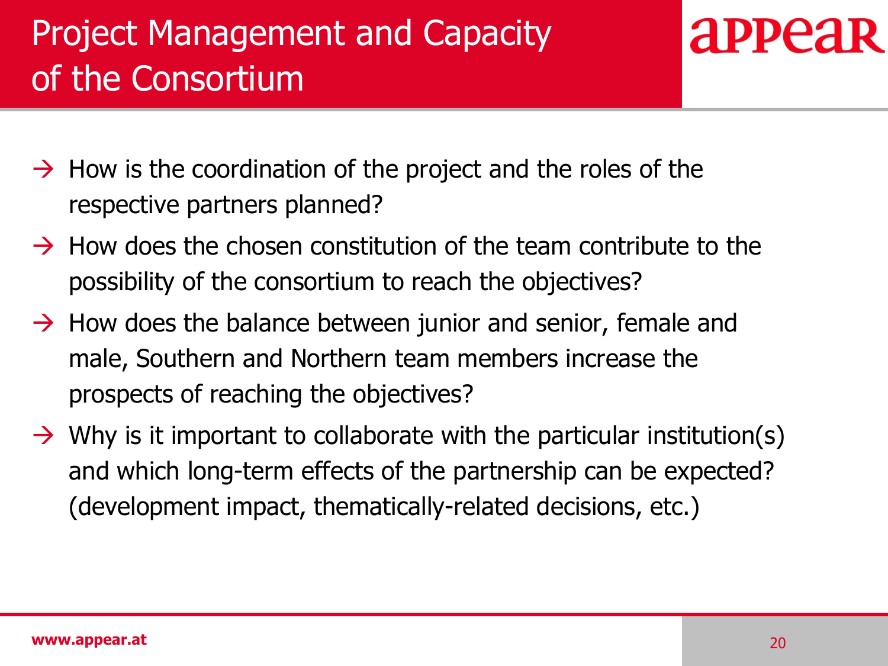# Project Management and Capacity of the Consortium

- → How is the coordination of the project and the roles of the respective partners planned?
- → How does the chosen constitution of the team contribute to the possibility of the consortium to reach the objectives?
- → How does the balance between junior and senior, female and male, Southern and Northern team members increase the prospects of reaching the objectives?
- → Why is it important to collaborate with the particular institution(s) and which long-term effects of the partnership can be expected? (development impact, thematically-related decisions, etc.)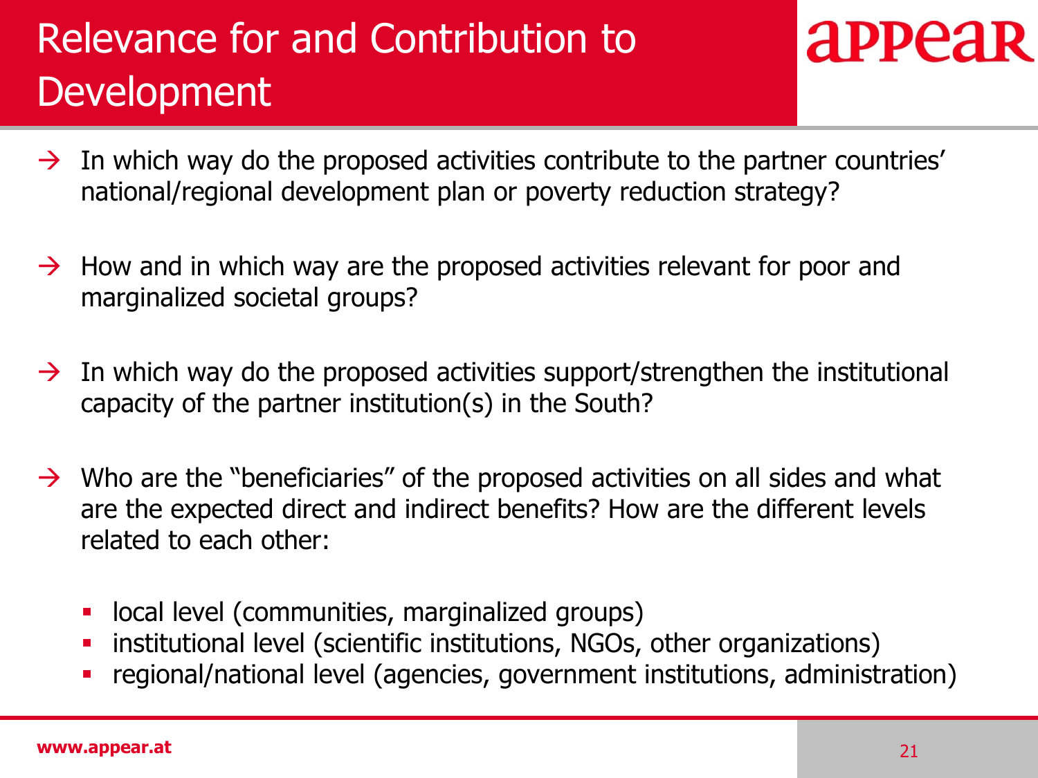# Relevance for and Contribution to Development

→ In which way do the proposed activities contribute to the partner countries' national/regional development plan or poverty reduction strategy?

→ How and in which way are the proposed activities relevant for poor and marginalized societal groups?

→ In which way do the proposed activities support/strengthen the institutional capacity of the partner institution(s) in the South?

→ Who are the "beneficiaries" of the proposed activities on all sides and what are the expected direct and indirect benefits? How are the different levels related to each other:

- local level (communities, marginalized groups)
- institutional level (scientific institutions, NGOs, other organizations)
- regional/national level (agencies, government institutions, administration)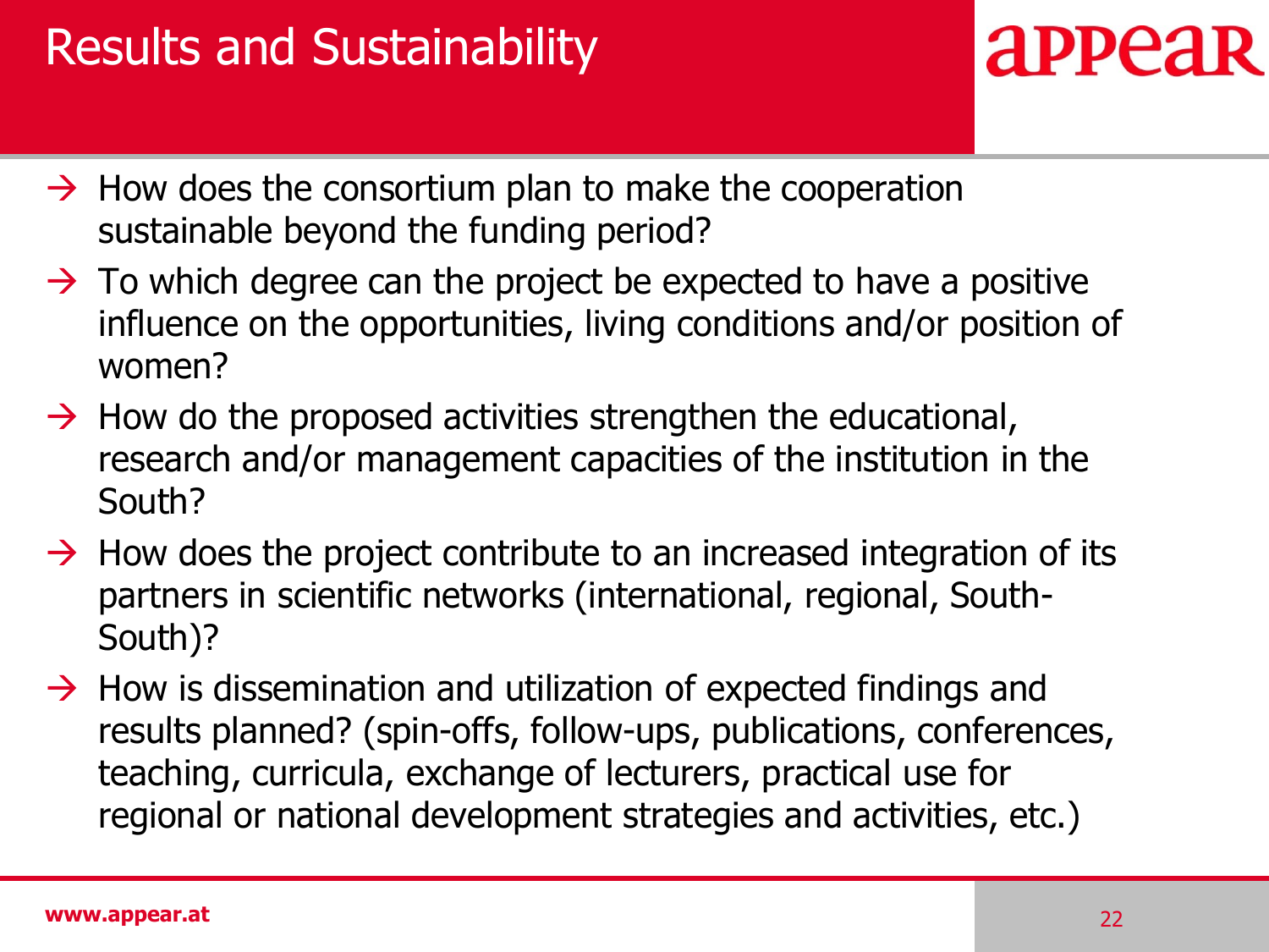# Results and Sustainability

- → How does the consortium plan to make the cooperation sustainable beyond the funding period?
- → To which degree can the project be expected to have a positive influence on the opportunities, living conditions and/or position of women?
- → How do the proposed activities strengthen the educational, research and/or management capacities of the institution in the South?
- → How does the project contribute to an increased integration of its partners in scientific networks (international, regional, South-South)?
- → How is dissemination and utilization of expected findings and results planned? (spin-offs, follow-ups, publications, conferences, teaching, curricula, exchange of lecturers, practical use for regional or national development strategies and activities, etc.)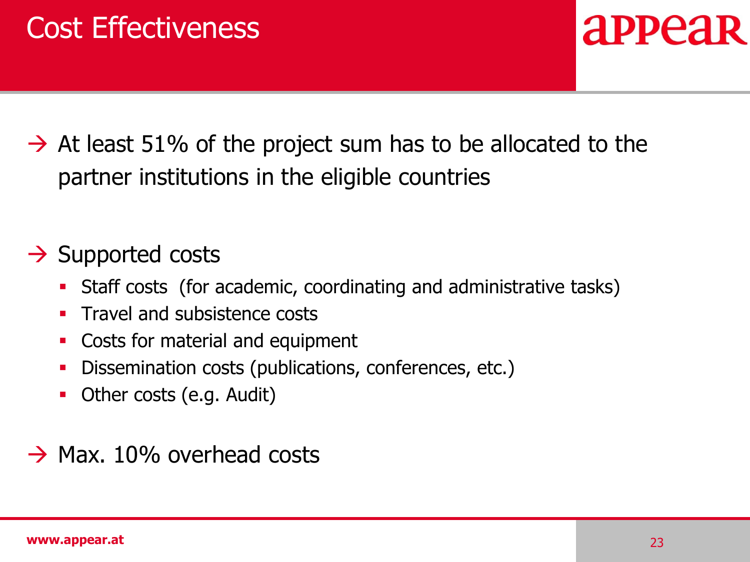# Cost Effectiveness

→ At least 51% of the project sum has to be allocated to the partner institutions in the eligible countries

→ Supported costs

- Staff costs (for academic, coordinating and administrative tasks)
- Travel and subsistence costs
- Costs for material and equipment
- Dissemination costs (publications, conferences, etc.)
- Other costs (e.g. Audit)

→ Max. 10% overhead costs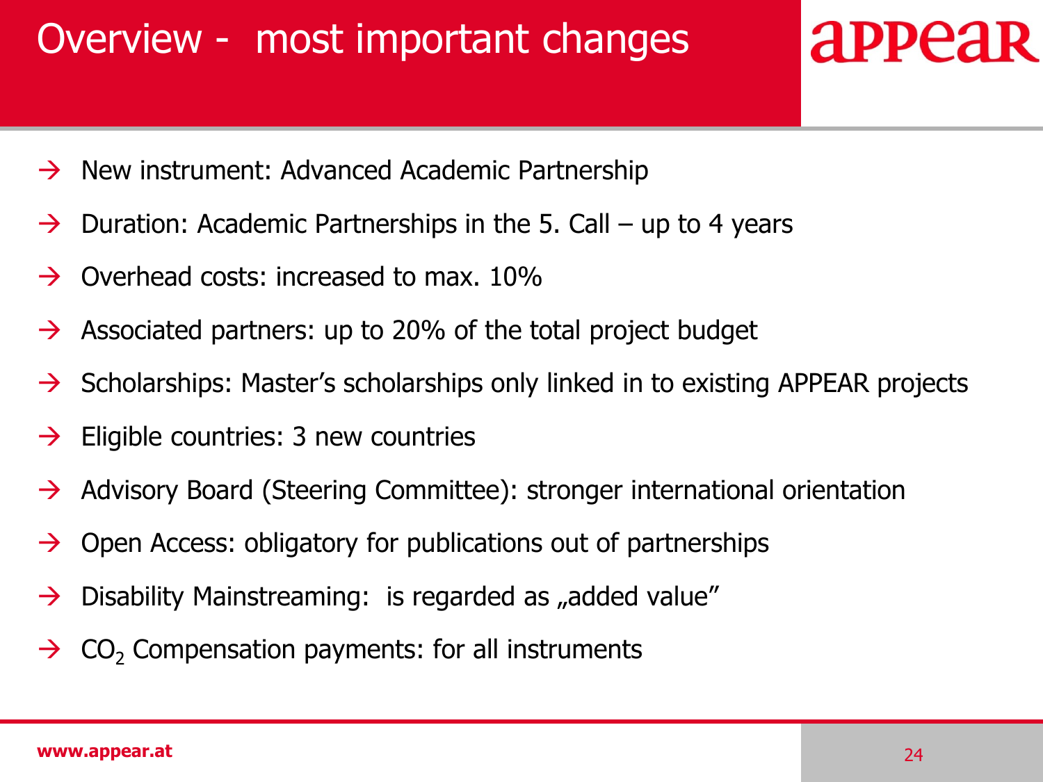# Overview - most important changes

appear

- → New instrument: Advanced Academic Partnership
- → Duration: Academic Partnerships in the 5. Call – up to 4 years
- → Overhead costs: increased to max. 10%
- → Associated partners: up to 20% of the total project budget
- → Scholarships: Master's scholarships only linked in to existing APPEAR projects
- → Eligible countries: 3 new countries
- → Advisory Board (Steering Committee): stronger international orientation
- → Open Access: obligatory for publications out of partnerships
- → Disability Mainstreaming: is regarded as „added value"
- → $CO_2$ Compensation payments: for all instruments

www.appear.at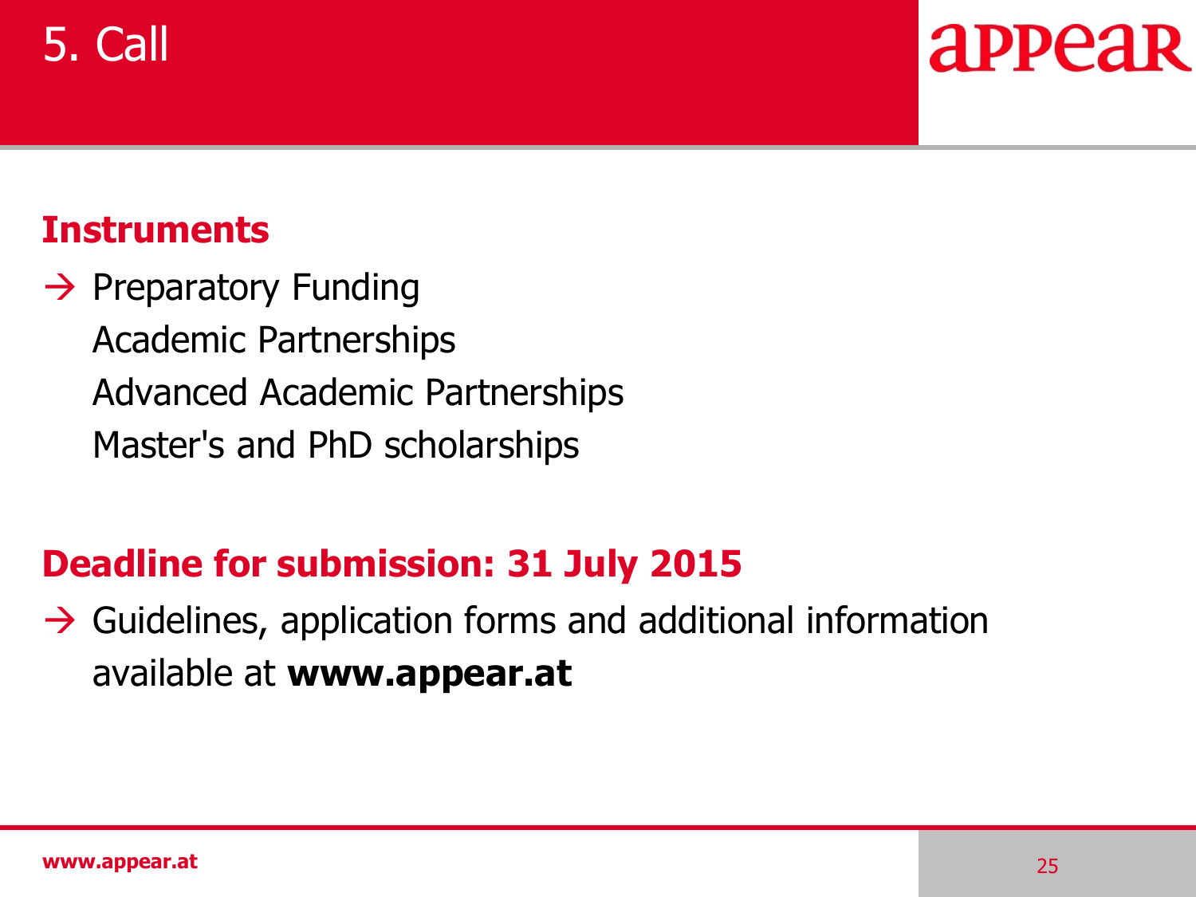# 5. Call

## Instruments

→ Preparatory Funding
  Academic Partnerships
  Advanced Academic Partnerships
  Master's and PhD scholarships

## Deadline for submission: 31 July 2015

→ Guidelines, application forms and additional information available at **www.appear.at**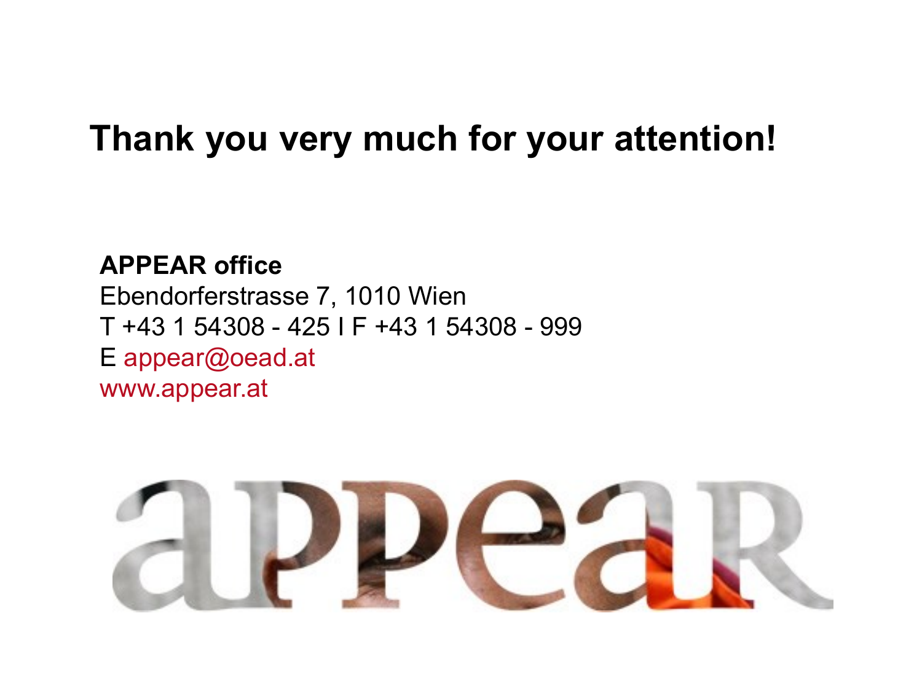# Thank you very much for your attention!

**APPEAR office**
Ebendorferstrasse 7, 1010 Wien
T +43 1 54308 - 425 I F +43 1 54308 - 999
E appear@oead.at
www.appear.at